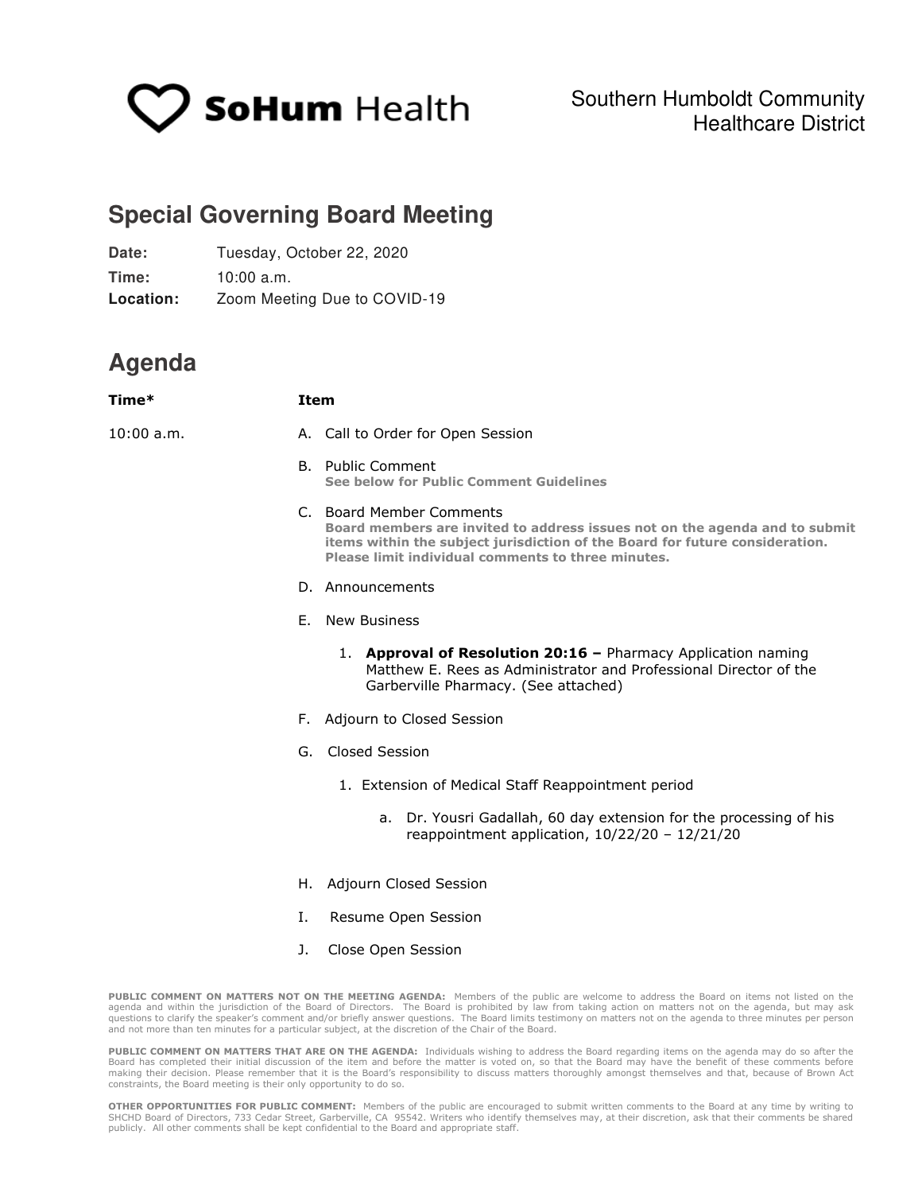SoHum Health

Southern Humboldt Community Healthcare District

# Special Governing Board Meeting

**Date:** Tuesday, October 22, 2020

**Time:** 10:00 a.m.

**Location:** Zoom Meeting Due to COVID-19

# Agenda

| Time* | Item |
|---|---|
| 10:00 a.m. | A. Call to Order for Open Session |

B. Public Comment
**See below for Public Comment Guidelines**

C. Board Member Comments
**Board members are invited to address issues not on the agenda and to submit items within the subject jurisdiction of the Board for future consideration. Please limit individual comments to three minutes.**

D. Announcements

E. New Business

1. **Approval of Resolution 20:16 –** Pharmacy Application naming Matthew E. Rees as Administrator and Professional Director of the Garberville Pharmacy. (See attached)

F. Adjourn to Closed Session

G. Closed Session

1. Extension of Medical Staff Reappointment period

   a. Dr. Yousri Gadallah, 60 day extension for the processing of his reappointment application, 10/22/20 – 12/21/20

H. Adjourn Closed Session

I. Resume Open Session

J. Close Open Session

**PUBLIC COMMENT ON MATTERS NOT ON THE MEETING AGENDA:** Members of the public are welcome to address the Board on items not listed on the agenda and within the jurisdiction of the Board of Directors. The Board is prohibited by law from taking action on matters not on the agenda, but may ask questions to clarify the speaker's comment and/or briefly answer questions. The Board limits testimony on matters not on the agenda to three minutes per person and not more than ten minutes for a particular subject, at the discretion of the Chair of the Board.

**PUBLIC COMMENT ON MATTERS THAT ARE ON THE AGENDA:** Individuals wishing to address the Board regarding items on the agenda may do so after the Board has completed their initial discussion of the item and before the matter is voted on, so that the Board may have the benefit of these comments before making their decision. Please remember that it is the Board's responsibility to discuss matters thoroughly amongst themselves and that, because of Brown Act constraints, the Board meeting is their only opportunity to do so.

**OTHER OPPORTUNITIES FOR PUBLIC COMMENT:** Members of the public are encouraged to submit written comments to the Board at any time by writing to SHCHD Board of Directors, 733 Cedar Street, Garberville, CA 95542. Writers who identify themselves may, at their discretion, ask that their comments be shared publicly. All other comments shall be kept confidential to the Board and appropriate staff.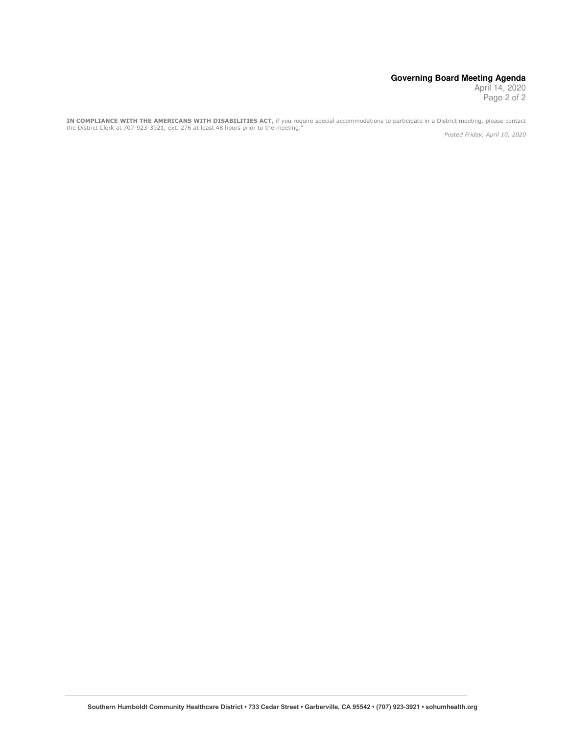**IN COMPLIANCE WITH THE AMERICANS WITH DISABILITIES ACT,** if you require special accommodations to participate in a District meeting, please contact the District Clerk at 707-923-3921, ext. 276 at least 48 hours prior to the meeting."

*Posted Friday, April 10, 2020*